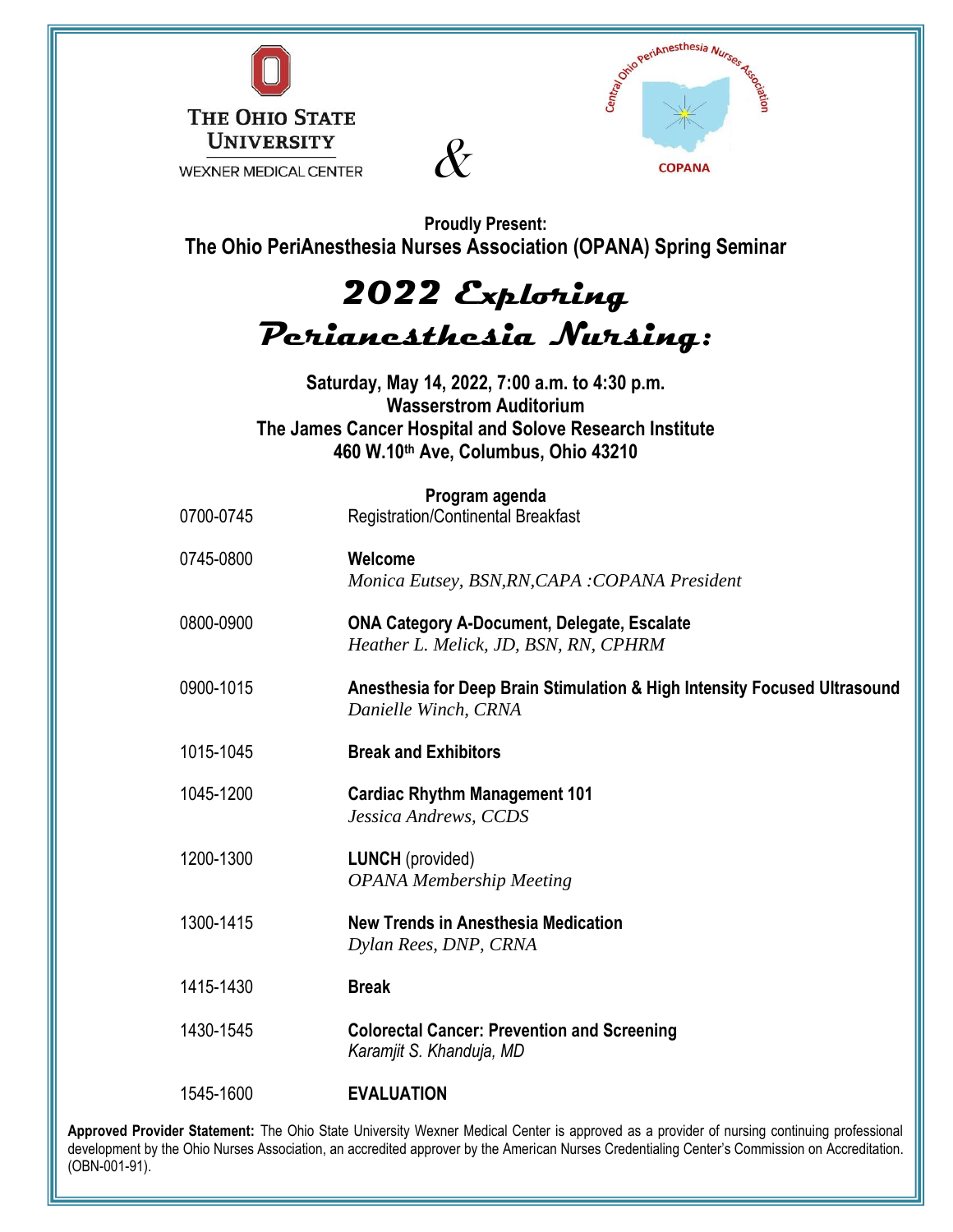THE OHIO STATE UNIVERSITY

WEXNER MEDICAL CENTER

&

Central Ohio PeriAnesthesia Nurses Association

COPANA

**Proudly Present:**

**The Ohio PeriAnesthesia Nurses Association (OPANA) Spring Seminar**

# 2022 Exploring Perianesthesia Nursing:

**Saturday, May 14, 2022, 7:00 a.m. to 4:30 p.m.**
**Wasserstrom Auditorium**
**The James Cancer Hospital and Solove Research Institute**
**460 W.10th Ave, Columbus, Ohio 43210**

**Program agenda**

| | |
|---|---|
| 0700-0745 | Registration/Continental Breakfast |
| 0745-0800 | **Welcome**<br>*Monica Eutsey, BSN,RN,CAPA :COPANA President* |
| 0800-0900 | **ONA Category A-Document, Delegate, Escalate**<br>*Heather L. Melick, JD, BSN, RN, CPHRM* |
| 0900-1015 | **Anesthesia for Deep Brain Stimulation & High Intensity Focused Ultrasound**<br>*Danielle Winch, CRNA* |
| 1015-1045 | **Break and Exhibitors** |
| 1045-1200 | **Cardiac Rhythm Management 101**<br>*Jessica Andrews, CCDS* |
| 1200-1300 | **LUNCH** (provided)<br>*OPANA Membership Meeting* |
| 1300-1415 | **New Trends in Anesthesia Medication**<br>*Dylan Rees, DNP, CRNA* |
| 1415-1430 | **Break** |
| 1430-1545 | **Colorectal Cancer: Prevention and Screening**<br>*Karamjit S. Khanduja, MD* |
| 1545-1600 | **EVALUATION** |

**Approved Provider Statement:** The Ohio State University Wexner Medical Center is approved as a provider of nursing continuing professional development by the Ohio Nurses Association, an accredited approver by the American Nurses Credentialing Center's Commission on Accreditation. (OBN-001-91).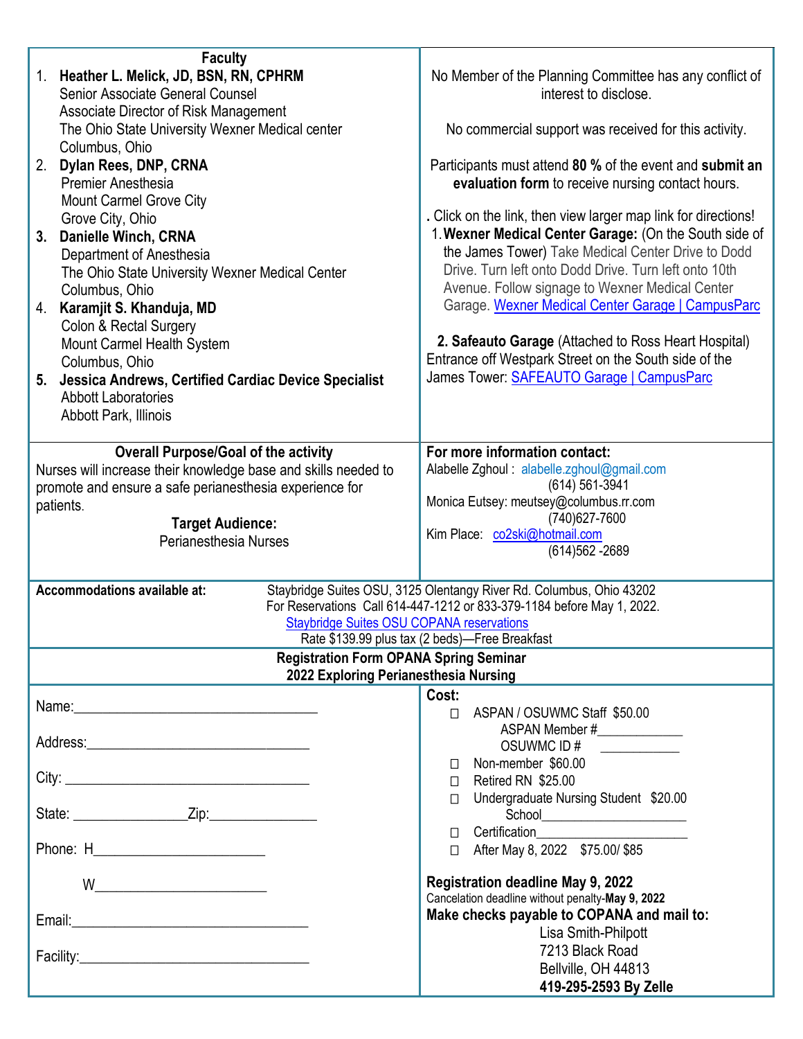## Faculty

1. **Heather L. Melick, JD, BSN, RN, CPHRM**
   Senior Associate General Counsel
   Associate Director of Risk Management
   The Ohio State University Wexner Medical center
   Columbus, Ohio
2. **Dylan Rees, DNP, CRNA**
   Premier Anesthesia
   Mount Carmel Grove City
   Grove City, Ohio
3. **Danielle Winch, CRNA**
   Department of Anesthesia
   The Ohio State University Wexner Medical Center
   Columbus, Ohio
4. **Karamjit S. Khanduja, MD**
   Colon & Rectal Surgery
   Mount Carmel Health System
   Columbus, Ohio
5. **Jessica Andrews, Certified Cardiac Device Specialist**
   Abbott Laboratories
   Abbott Park, Illinois

No Member of the Planning Committee has any conflict of interest to disclose.

No commercial support was received for this activity.

Participants must attend **80 %** of the event and **submit an evaluation form** to receive nursing contact hours.

. Click on the link, then view larger map link for directions!

1. **Wexner Medical Center Garage:** (On the South side of the James Tower) Take Medical Center Drive to Dodd Drive. Turn left onto Dodd Drive. Turn left onto 10th Avenue. Follow signage to Wexner Medical Center Garage. Wexner Medical Center Garage | CampusParc

2. **Safeauto Garage** (Attached to Ross Heart Hospital) Entrance off Westpark Street on the South side of the James Tower: SAFEAUTO Garage | CampusParc

**Overall Purpose/Goal of the activity**

Nurses will increase their knowledge base and skills needed to promote and ensure a safe perianesthesia experience for patients.

**Target Audience:**
Perianesthesia Nurses

**For more information contact:**

Alabelle Zghoul : alabelle.zghoul@gmail.com
(614) 561-3941
Monica Eutsey: meutsey@columbus.rr.com
(740)627-7600
Kim Place: co2ski@hotmail.com
(614)562 -2689

**Accommodations available at:** Staybridge Suites OSU, 3125 Olentangy River Rd. Columbus, Ohio 43202
For Reservations Call 614-447-1212 or 833-379-1184 before May 1, 2022.
Staybridge Suites OSU COPANA reservations
Rate $139.99 plus tax (2 beds)—Free Breakfast

## Registration Form OPANA Spring Seminar 2022 Exploring Perianesthesia Nursing

Name:___________________________________

Address:_______________________________

City: __________________________________

State: _______________Zip:______________

Phone: H_______________________

W_______________________

Email:________________________________

Facility:______________________________

**Cost:**

- ☐ ASPAN / OSUWMC Staff $50.00
  ASPAN Member #____________
  OSUWMC ID # ___________
- ☐ Non-member $60.00
- ☐ Retired RN $25.00
- ☐ Undergraduate Nursing Student $20.00
  School_____________________
- ☐ Certification_____________________
- ☐ After May 8, 2022 $75.00/ $85

**Registration deadline May 9, 2022**
Cancelation deadline without penalty-**May 9, 2022**
**Make checks payable to COPANA and mail to:**
Lisa Smith-Philpott
7213 Black Road
Bellville, OH 44813
**419-295-2593 By Zelle**